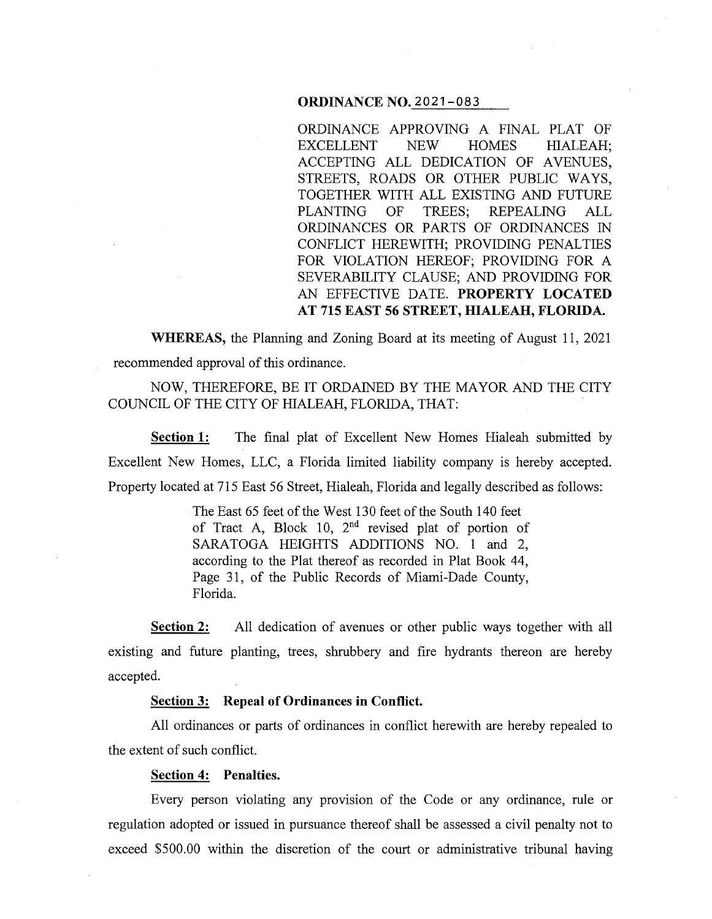**ORDINANCE NO. 2021-083**

ORDINANCE APPROVING A FINAL PLAT OF EXCELLENT NEW HOMES HIALEAH; ACCEPTING ALL DEDICATION OF AVENUES, STREETS, ROADS OR OTHER PUBLIC WAYS, TOGETHER WITH ALL EXISTING AND FUTURE PLANTING OF TREES; REPEALING ALL ORDINANCES OR PARTS OF ORDINANCES IN CONFLICT HEREWITH; PROVIDING PENALTIES FOR VIOLATION HEREOF; PROVIDING FOR A SEVERABILITY CLAUSE; AND PROVIDING FOR AN EFFECTIVE DATE. **PROPERTY LOCATED AT 715 EAST 56 STREET, HIALEAH, FLORIDA.**

**WHEREAS,** the Planning and Zoning Board at its meeting of August 11, 2021 recommended approval of this ordinance.

NOW, THEREFORE, BE IT ORDAINED BY THE MAYOR AND THE CITY COUNCIL OF THE CITY OF HIALEAH, FLORIDA, THAT:

**Section 1:** The final plat of Excellent New Homes Hialeah submitted by Excellent New Homes, LLC, a Florida limited liability company is hereby accepted. Property located at 715 East 56 Street, Hialeah, Florida and legally described as follows:

> The East 65 feet of the West 130 feet of the South 140 feet of Tract A, Block 10, 2nd revised plat of portion of SARATOGA HEIGHTS ADDITIONS NO. 1 and 2, according to the Plat thereof as recorded in Plat Book 44, Page 31, of the Public Records of Miami-Dade County, Florida.

**Section 2:** All dedication of avenues or other public ways together with all existing and future planting, trees, shrubbery and fire hydrants thereon are hereby accepted.

**Section 3: Repeal of Ordinances in Conflict.**

All ordinances or parts of ordinances in conflict herewith are hereby repealed to the extent of such conflict.

**Section 4: Penalties.**

Every person violating any provision of the Code or any ordinance, rule or regulation adopted or issued in pursuance thereof shall be assessed a civil penalty not to exceed $500.00 within the discretion of the court or administrative tribunal having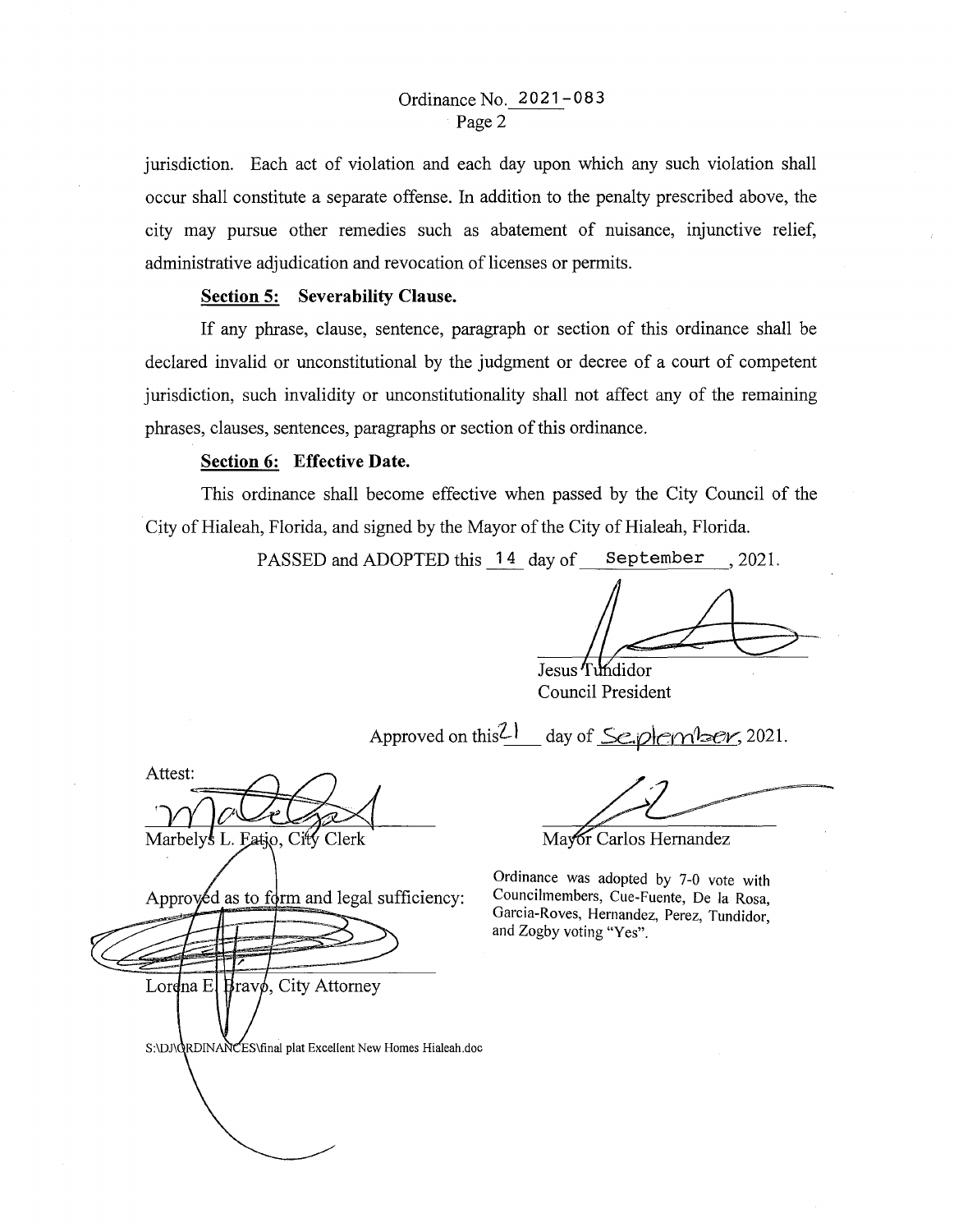Ordinance No. 2021-083

jurisdiction. Each act of violation and each day upon which any such violation shall occur shall constitute a separate offense. In addition to the penalty prescribed above, the city may pursue other remedies such as abatement of nuisance, injunctive relief, administrative adjudication and revocation of licenses or permits.

**Section 5: Severability Clause.**

If any phrase, clause, sentence, paragraph or section of this ordinance shall be declared invalid or unconstitutional by the judgment or decree of a court of competent jurisdiction, such invalidity or unconstitutionality shall not affect any of the remaining phrases, clauses, sentences, paragraphs or section of this ordinance.

**Section 6: Effective Date.**

This ordinance shall become effective when passed by the City Council of the City of Hialeah, Florida, and signed by the Mayor of the City of Hialeah, Florida.

PASSED and ADOPTED this 14 day of September, 2021.

Jesus Tundidor
Council President

Approved on this 21 day of September, 2021.

Attest:

Marbelys L. Fatjo, City Clerk

Mayor Carlos Hernandez

Approved as to form and legal sufficiency:

Lorena E. Bravo, City Attorney

Ordinance was adopted by 7-0 vote with Councilmembers, Cue-Fuente, De la Rosa, Garcia-Roves, Hernandez, Perez, Tundidor, and Zogby voting "Yes".

S:\DJ\ORDINANCES\final plat Excellent New Homes Hialeah.doc